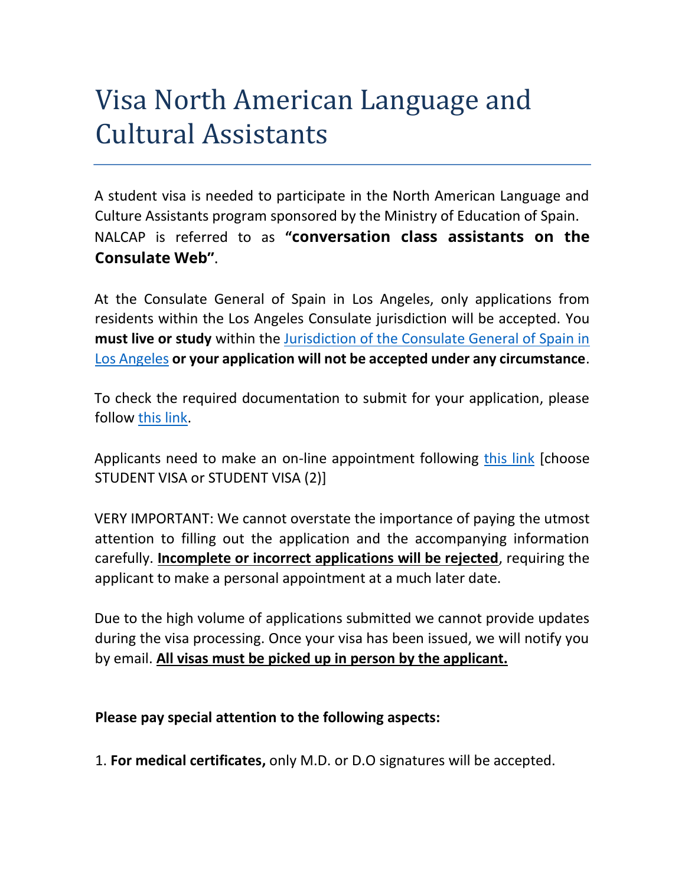# Visa North American Language and Cultural Assistants

A student visa is needed to participate in the North American Language and Culture Assistants program sponsored by the Ministry of Education of Spain. NALCAP is referred to as **"conversation class assistants on the Consulate Web"**.

At the Consulate General of Spain in Los Angeles, only applications from residents within the Los Angeles Consulate jurisdiction will be accepted. You **must live or study** within the [Jurisdiction of the Consulate General of Spain in Los Angeles] **or your application will not be accepted under any circumstance**.

To check the required documentation to submit for your application, please follow [this link].

Applicants need to make an on-line appointment following [this link] [choose STUDENT VISA or STUDENT VISA (2)]

VERY IMPORTANT: We cannot overstate the importance of paying the utmost attention to filling out the application and the accompanying information carefully. **Incomplete or incorrect applications will be rejected**, requiring the applicant to make a personal appointment at a much later date.

Due to the high volume of applications submitted we cannot provide updates during the visa processing. Once your visa has been issued, we will notify you by email. **All visas must be picked up in person by the applicant.**

**Please pay special attention to the following aspects:**

1. **For medical certificates,** only M.D. or D.O signatures will be accepted.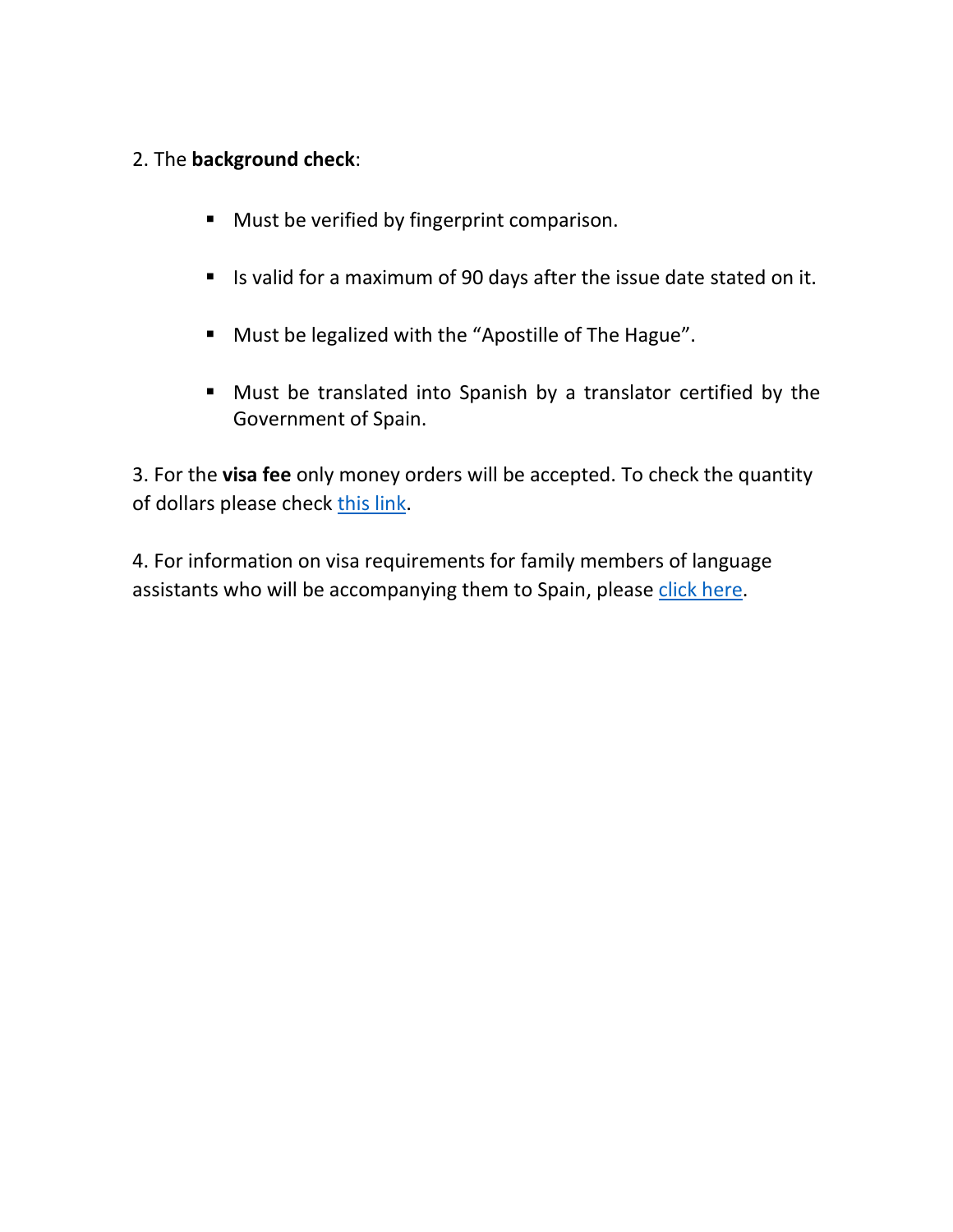2. The **background check**:

   - Must be verified by fingerprint comparison.
   - Is valid for a maximum of 90 days after the issue date stated on it.
   - Must be legalized with the "Apostille of The Hague".
   - Must be translated into Spanish by a translator certified by the Government of Spain.

3. For the **visa fee** only money orders will be accepted. To check the quantity of dollars please check this link.

4. For information on visa requirements for family members of language assistants who will be accompanying them to Spain, please click here.